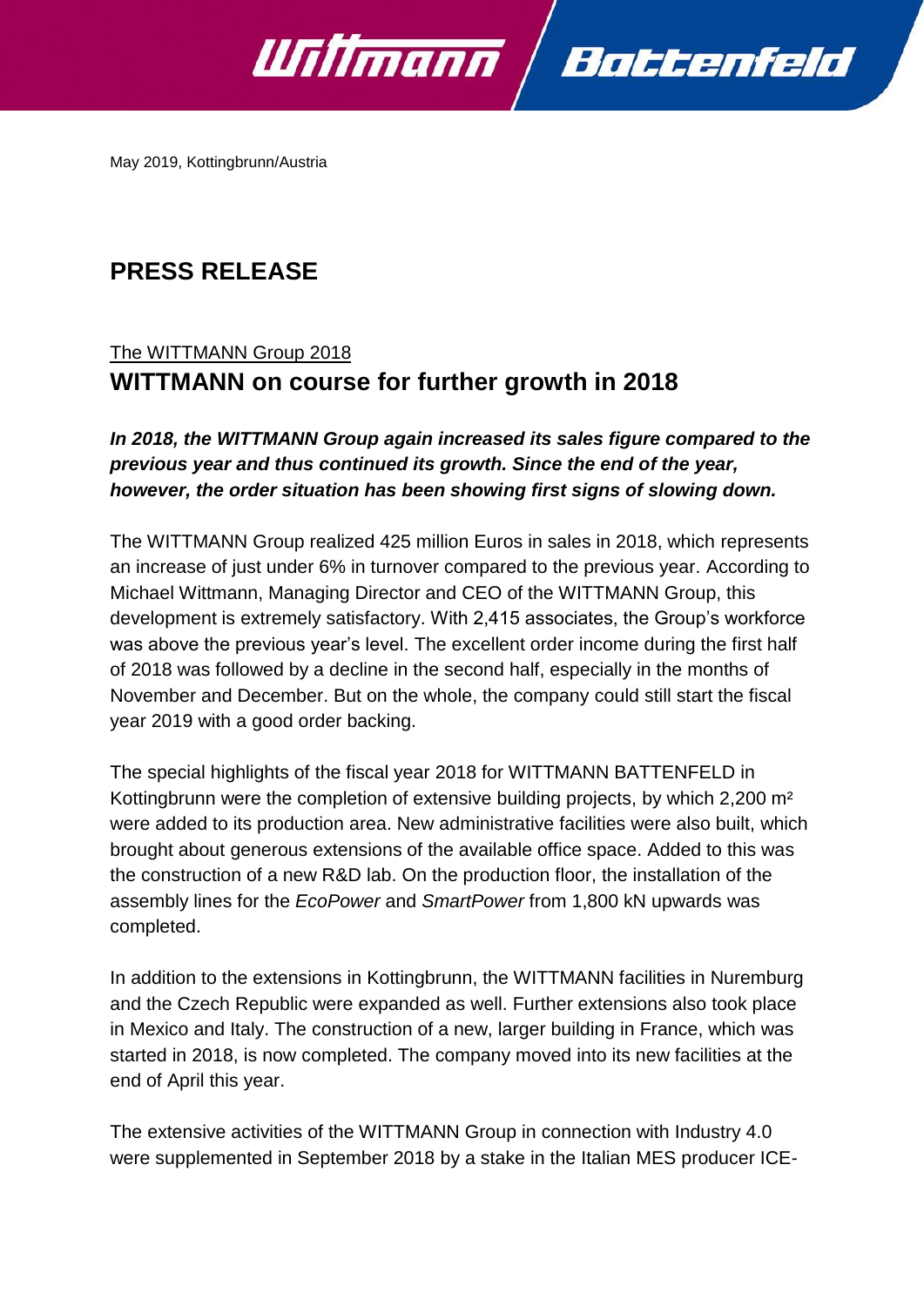May 2019, Kottingbrunn/Austria

# PRESS RELEASE

The WITTMANN Group 2018

## WITTMANN on course for further growth in 2018

***In 2018, the WITTMANN Group again increased its sales figure compared to the previous year and thus continued its growth. Since the end of the year, however, the order situation has been showing first signs of slowing down.***

The WITTMANN Group realized 425 million Euros in sales in 2018, which represents an increase of just under 6% in turnover compared to the previous year. According to Michael Wittmann, Managing Director and CEO of the WITTMANN Group, this development is extremely satisfactory. With 2,415 associates, the Group's workforce was above the previous year's level. The excellent order income during the first half of 2018 was followed by a decline in the second half, especially in the months of November and December. But on the whole, the company could still start the fiscal year 2019 with a good order backing.

The special highlights of the fiscal year 2018 for WITTMANN BATTENFELD in Kottingbrunn were the completion of extensive building projects, by which 2,200 m² were added to its production area. New administrative facilities were also built, which brought about generous extensions of the available office space. Added to this was the construction of a new R&D lab. On the production floor, the installation of the assembly lines for the *EcoPower* and *SmartPower* from 1,800 kN upwards was completed.

In addition to the extensions in Kottingbrunn, the WITTMANN facilities in Nuremburg and the Czech Republic were expanded as well. Further extensions also took place in Mexico and Italy. The construction of a new, larger building in France, which was started in 2018, is now completed. The company moved into its new facilities at the end of April this year.

The extensive activities of the WITTMANN Group in connection with Industry 4.0 were supplemented in September 2018 by a stake in the Italian MES producer ICE-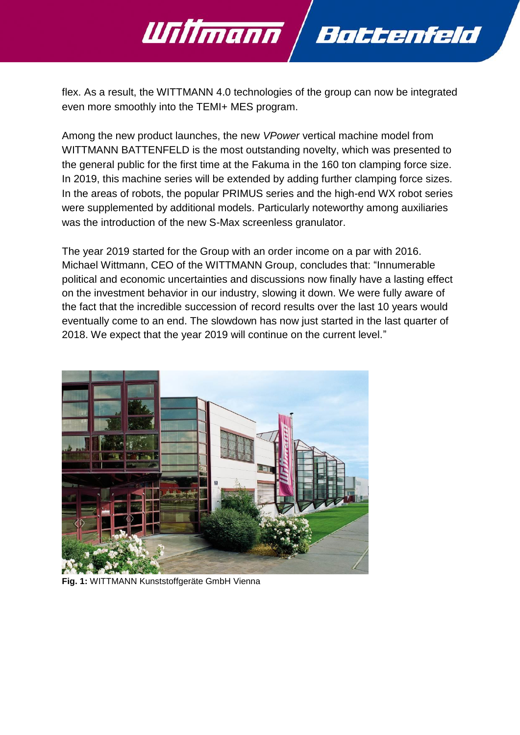flex. As a result, the WITTMANN 4.0 technologies of the group can now be integrated even more smoothly into the TEMI+ MES program.

Among the new product launches, the new *VPower* vertical machine model from WITTMANN BATTENFELD is the most outstanding novelty, which was presented to the general public for the first time at the Fakuma in the 160 ton clamping force size. In 2019, this machine series will be extended by adding further clamping force sizes. In the areas of robots, the popular PRIMUS series and the high-end WX robot series were supplemented by additional models. Particularly noteworthy among auxiliaries was the introduction of the new S-Max screenless granulator.

The year 2019 started for the Group with an order income on a par with 2016. Michael Wittmann, CEO of the WITTMANN Group, concludes that: "Innumerable political and economic uncertainties and discussions now finally have a lasting effect on the investment behavior in our industry, slowing it down. We were fully aware of the fact that the incredible succession of record results over the last 10 years would eventually come to an end. The slowdown has now just started in the last quarter of 2018. We expect that the year 2019 will continue on the current level."

**Fig. 1:** WITTMANN Kunststoffgeräte GmbH Vienna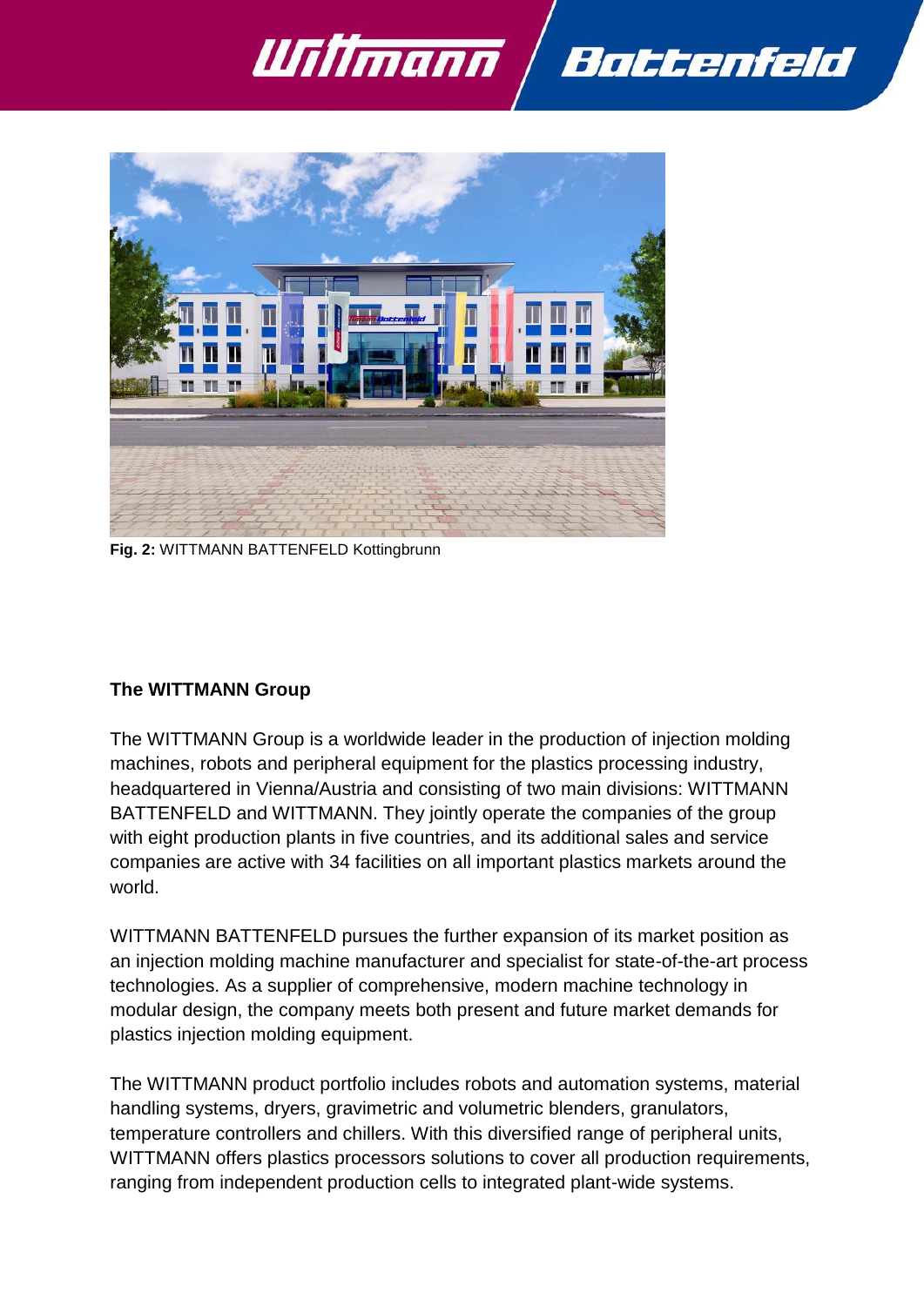**Fig. 2:** WITTMANN BATTENFELD Kottingbrunn

**The WITTMANN Group**

The WITTMANN Group is a worldwide leader in the production of injection molding machines, robots and peripheral equipment for the plastics processing industry, headquartered in Vienna/Austria and consisting of two main divisions: WITTMANN BATTENFELD and WITTMANN. They jointly operate the companies of the group with eight production plants in five countries, and its additional sales and service companies are active with 34 facilities on all important plastics markets around the world.

WITTMANN BATTENFELD pursues the further expansion of its market position as an injection molding machine manufacturer and specialist for state-of-the-art process technologies. As a supplier of comprehensive, modern machine technology in modular design, the company meets both present and future market demands for plastics injection molding equipment.

The WITTMANN product portfolio includes robots and automation systems, material handling systems, dryers, gravimetric and volumetric blenders, granulators, temperature controllers and chillers. With this diversified range of peripheral units, WITTMANN offers plastics processors solutions to cover all production requirements, ranging from independent production cells to integrated plant-wide systems.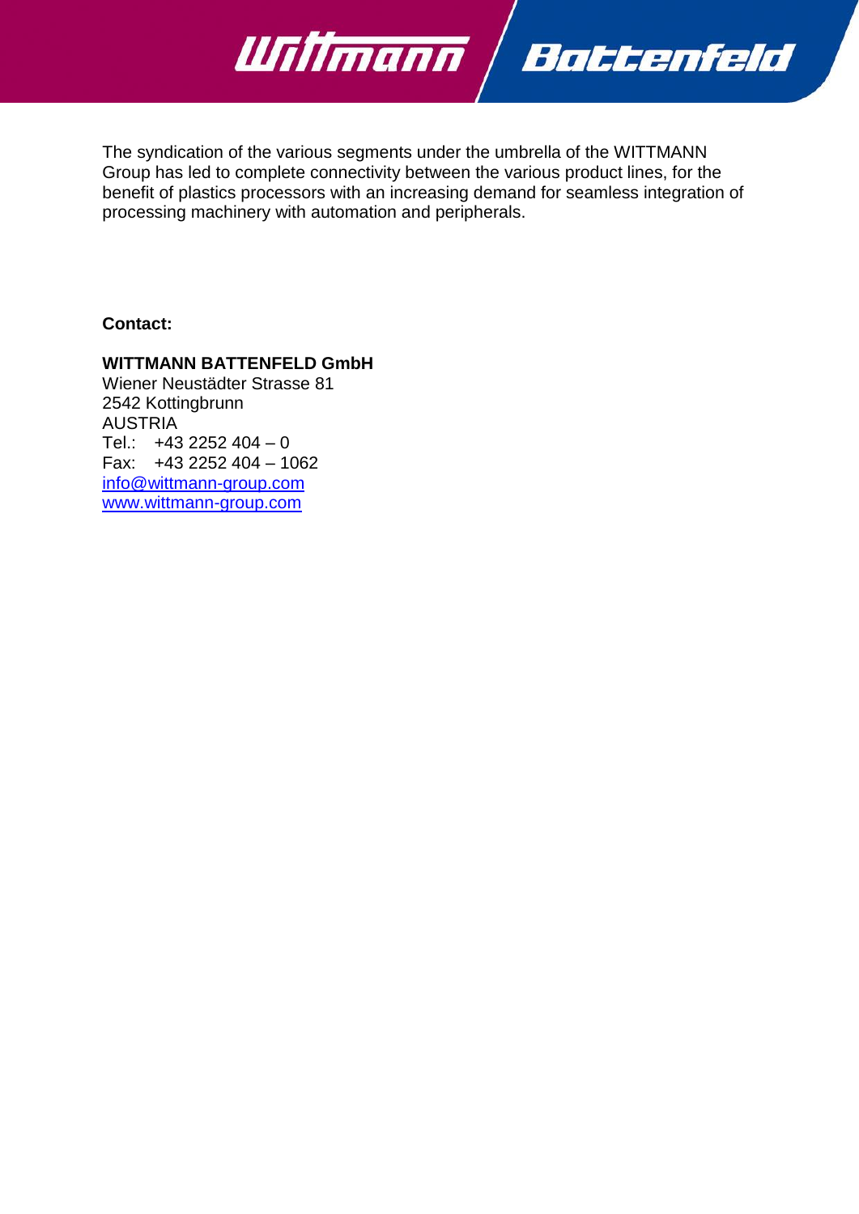The syndication of the various segments under the umbrella of the WITTMANN Group has led to complete connectivity between the various product lines, for the benefit of plastics processors with an increasing demand for seamless integration of processing machinery with automation and peripherals.

**Contact:**

**WITTMANN BATTENFELD GmbH**
Wiener Neustädter Strasse 81
2542 Kottingbrunn
AUSTRIA
Tel.: +43 2252 404 – 0
Fax: +43 2252 404 – 1062
info@wittmann-group.com
www.wittmann-group.com